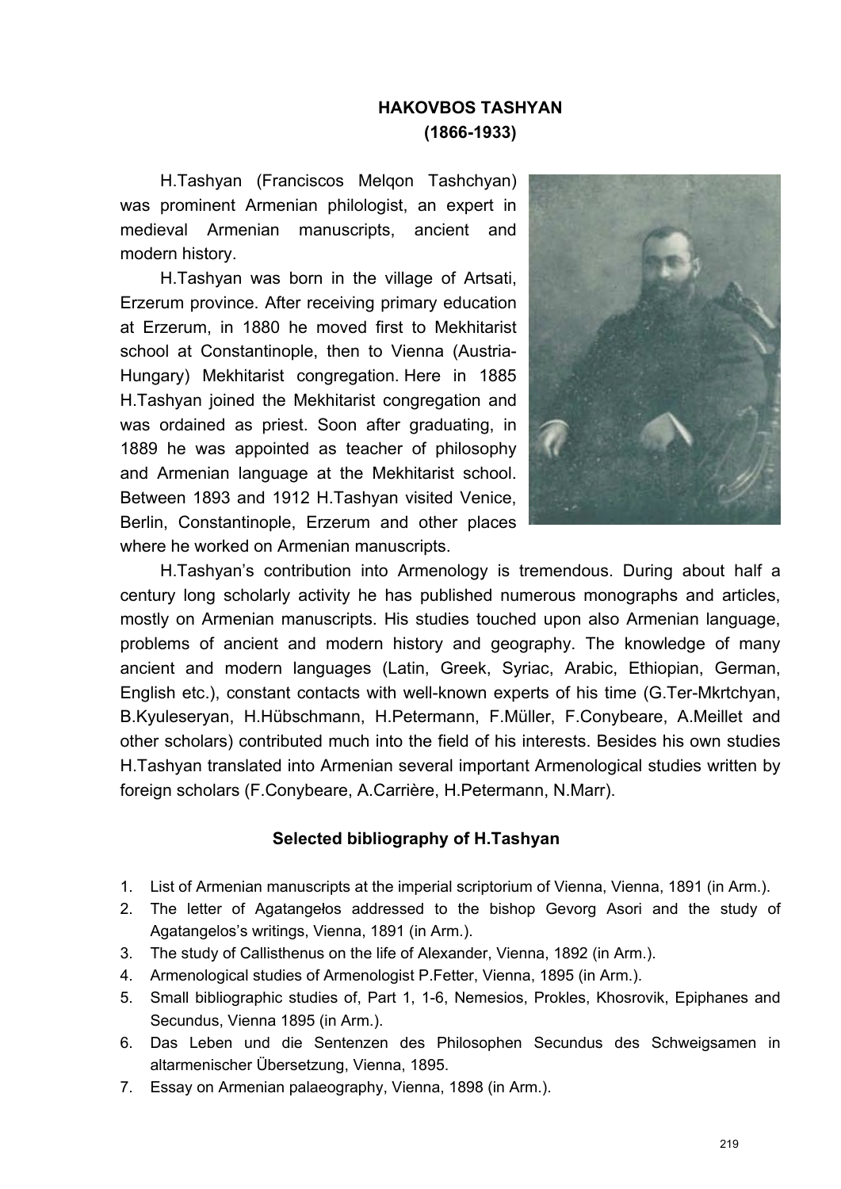# HAKOVBOS TASHYAN
# (1866-1933)

H.Tashyan (Franciscos Melqon Tashchyan) was prominent Armenian philologist, an expert in medieval Armenian manuscripts, ancient and modern history.

H.Tashyan was born in the village of Artsati, Erzerum province. After receiving primary education at Erzerum, in 1880 he moved first to Mekhitarist school at Constantinople, then to Vienna (Austria-Hungary) Mekhitarist congregation. Here in 1885 H.Tashyan joined the Mekhitarist congregation and was ordained as priest. Soon after graduating, in 1889 he was appointed as teacher of philosophy and Armenian language at the Mekhitarist school. Between 1893 and 1912 H.Tashyan visited Venice, Berlin, Constantinople, Erzerum and other places where he worked on Armenian manuscripts.

H.Tashyan's contribution into Armenology is tremendous. During about half a century long scholarly activity he has published numerous monographs and articles, mostly on Armenian manuscripts. His studies touched upon also Armenian language, problems of ancient and modern history and geography. The knowledge of many ancient and modern languages (Latin, Greek, Syriac, Arabic, Ethiopian, German, English etc.), constant contacts with well-known experts of his time (G.Ter-Mkrtchyan, B.Kyuleseryan, H.Hübschmann, H.Petermann, F.Müller, F.Conybeare, A.Meillet and other scholars) contributed much into the field of his interests. Besides his own studies H.Tashyan translated into Armenian several important Armenological studies written by foreign scholars (F.Conybeare, A.Carrière, H.Petermann, N.Marr).

### Selected bibliography of H.Tashyan

1. List of Armenian manuscripts at the imperial scriptorium of Vienna, Vienna, 1891 (in Arm.).
2. The letter of Agatangełos addressed to the bishop Gevorg Asori and the study of Agatangelos's writings, Vienna, 1891 (in Arm.).
3. The study of Callisthenus on the life of Alexander, Vienna, 1892 (in Arm.).
4. Armenological studies of Armenologist P.Fetter, Vienna, 1895 (in Arm.).
5. Small bibliographic studies of, Part 1, 1-6, Nemesios, Prokles, Khosrovik, Epiphanes and Secundus, Vienna 1895 (in Arm.).
6. Das Leben und die Sentenzen des Philosophen Secundus des Schweigsamen in altarmenischer Übersetzung, Vienna, 1895.
7. Essay on Armenian palaeography, Vienna, 1898 (in Arm.).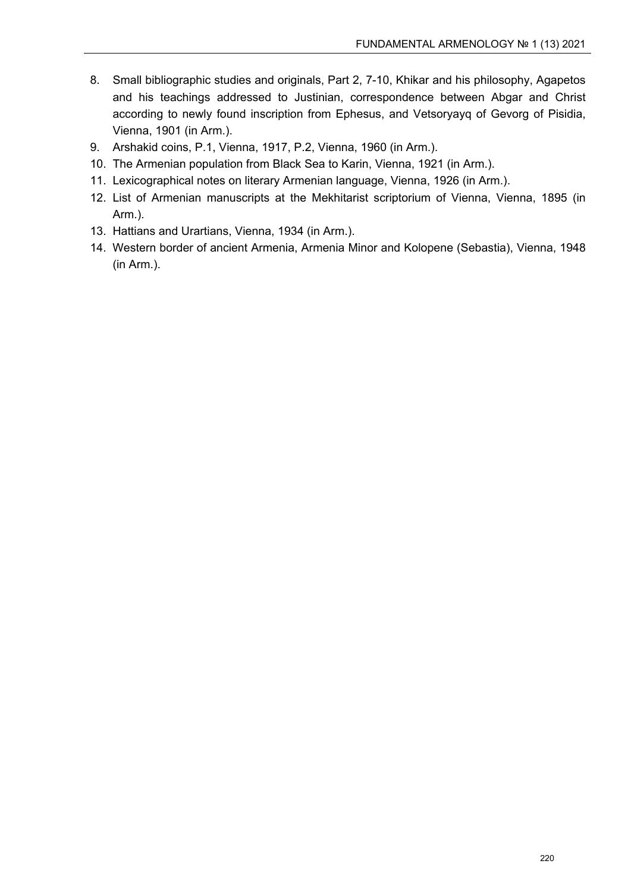8. Small bibliographic studies and originals, Part 2, 7-10, Khikar and his philosophy, Agapetos and his teachings addressed to Justinian, correspondence between Abgar and Christ according to newly found inscription from Ephesus, and Vetsoryayq of Gevorg of Pisidia, Vienna, 1901 (in Arm.).
9. Arshakid coins, P.1, Vienna, 1917, P.2, Vienna, 1960 (in Arm.).
10. The Armenian population from Black Sea to Karin, Vienna, 1921 (in Arm.).
11. Lexicographical notes on literary Armenian language, Vienna, 1926 (in Arm.).
12. List of Armenian manuscripts at the Mekhitarist scriptorium of Vienna, Vienna, 1895 (in Arm.).
13. Hattians and Urartians, Vienna, 1934 (in Arm.).
14. Western border of ancient Armenia, Armenia Minor and Kolopene (Sebastia), Vienna, 1948 (in Arm.).